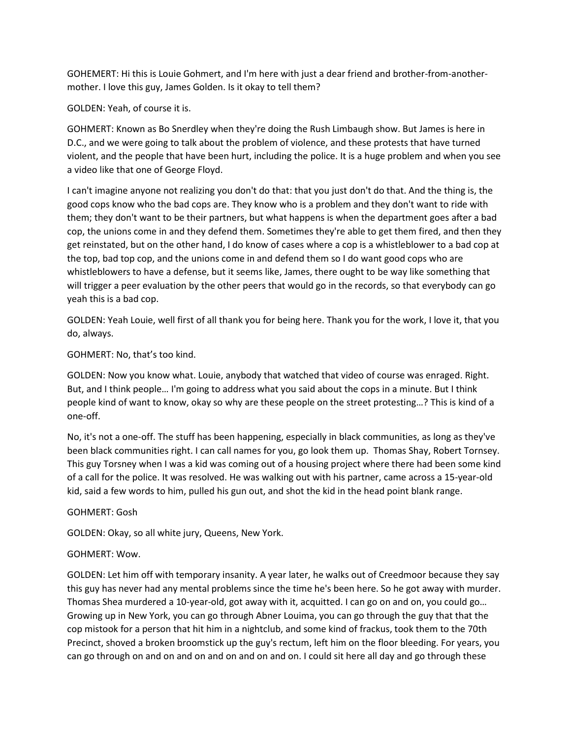GOHEMERT: Hi this is Louie Gohmert, and I'm here with just a dear friend and brother-from-another-mother. I love this guy, James Golden. Is it okay to tell them?

GOLDEN: Yeah, of course it is.

GOHMERT: Known as Bo Snerdley when they're doing the Rush Limbaugh show. But James is here in D.C., and we were going to talk about the problem of violence, and these protests that have turned violent, and the people that have been hurt, including the police. It is a huge problem and when you see a video like that one of George Floyd.

I can't imagine anyone not realizing you don't do that: that you just don't do that. And the thing is, the good cops know who the bad cops are. They know who is a problem and they don't want to ride with them; they don't want to be their partners, but what happens is when the department goes after a bad cop, the unions come in and they defend them. Sometimes they're able to get them fired, and then they get reinstated, but on the other hand, I do know of cases where a cop is a whistleblower to a bad cop at the top, bad top cop, and the unions come in and defend them so I do want good cops who are whistleblowers to have a defense, but it seems like, James, there ought to be way like something that will trigger a peer evaluation by the other peers that would go in the records, so that everybody can go yeah this is a bad cop.

GOLDEN: Yeah Louie, well first of all thank you for being here. Thank you for the work, I love it, that you do, always.

GOHMERT: No, that's too kind.

GOLDEN: Now you know what. Louie, anybody that watched that video of course was enraged. Right. But, and I think people… I'm going to address what you said about the cops in a minute. But I think people kind of want to know, okay so why are these people on the street protesting…? This is kind of a one-off.

No, it's not a one-off. The stuff has been happening, especially in black communities, as long as they've been black communities right. I can call names for you, go look them up. Thomas Shay, Robert Tornsey. This guy Torsney when I was a kid was coming out of a housing project where there had been some kind of a call for the police. It was resolved. He was walking out with his partner, came across a 15-year-old kid, said a few words to him, pulled his gun out, and shot the kid in the head point blank range.

GOHMERT: Gosh

GOLDEN: Okay, so all white jury, Queens, New York.

GOHMERT: Wow.

GOLDEN: Let him off with temporary insanity. A year later, he walks out of Creedmoor because they say this guy has never had any mental problems since the time he's been here. So he got away with murder. Thomas Shea murdered a 10-year-old, got away with it, acquitted. I can go on and on, you could go… Growing up in New York, you can go through Abner Louima, you can go through the guy that that the cop mistook for a person that hit him in a nightclub, and some kind of frackus, took them to the 70th Precinct, shoved a broken broomstick up the guy's rectum, left him on the floor bleeding. For years, you can go through on and on and on and on and on and on and on. I could sit here all day and go through these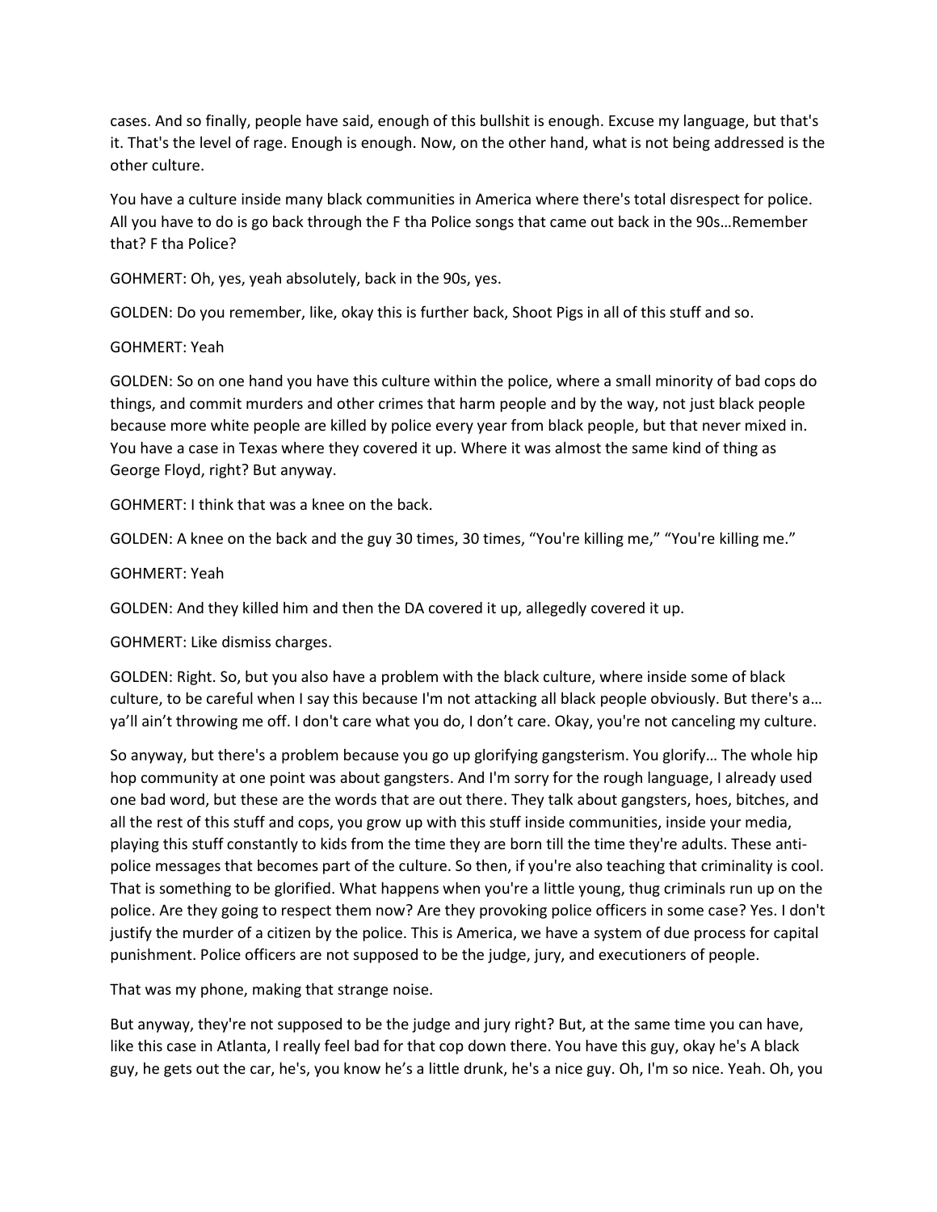cases. And so finally, people have said, enough of this bullshit is enough. Excuse my language, but that's it. That's the level of rage. Enough is enough. Now, on the other hand, what is not being addressed is the other culture.

You have a culture inside many black communities in America where there's total disrespect for police. All you have to do is go back through the F tha Police songs that came out back in the 90s…Remember that? F tha Police?

GOHMERT: Oh, yes, yeah absolutely, back in the 90s, yes.

GOLDEN: Do you remember, like, okay this is further back, Shoot Pigs in all of this stuff and so.

GOHMERT: Yeah

GOLDEN: So on one hand you have this culture within the police, where a small minority of bad cops do things, and commit murders and other crimes that harm people and by the way, not just black people because more white people are killed by police every year from black people, but that never mixed in. You have a case in Texas where they covered it up. Where it was almost the same kind of thing as George Floyd, right? But anyway.

GOHMERT: I think that was a knee on the back.

GOLDEN: A knee on the back and the guy 30 times, 30 times, "You're killing me," "You're killing me."

GOHMERT: Yeah

GOLDEN: And they killed him and then the DA covered it up, allegedly covered it up.

GOHMERT: Like dismiss charges.

GOLDEN: Right. So, but you also have a problem with the black culture, where inside some of black culture, to be careful when I say this because I'm not attacking all black people obviously. But there's a… ya'll ain't throwing me off. I don't care what you do, I don't care. Okay, you're not canceling my culture.

So anyway, but there's a problem because you go up glorifying gangsterism. You glorify… The whole hip hop community at one point was about gangsters. And I'm sorry for the rough language, I already used one bad word, but these are the words that are out there. They talk about gangsters, hoes, bitches, and all the rest of this stuff and cops, you grow up with this stuff inside communities, inside your media, playing this stuff constantly to kids from the time they are born till the time they're adults. These anti-police messages that becomes part of the culture. So then, if you're also teaching that criminality is cool. That is something to be glorified. What happens when you're a little young, thug criminals run up on the police. Are they going to respect them now? Are they provoking police officers in some case? Yes. I don't justify the murder of a citizen by the police. This is America, we have a system of due process for capital punishment. Police officers are not supposed to be the judge, jury, and executioners of people.

That was my phone, making that strange noise.

But anyway, they're not supposed to be the judge and jury right? But, at the same time you can have, like this case in Atlanta, I really feel bad for that cop down there. You have this guy, okay he's A black guy, he gets out the car, he's, you know he's a little drunk, he's a nice guy. Oh, I'm so nice. Yeah. Oh, you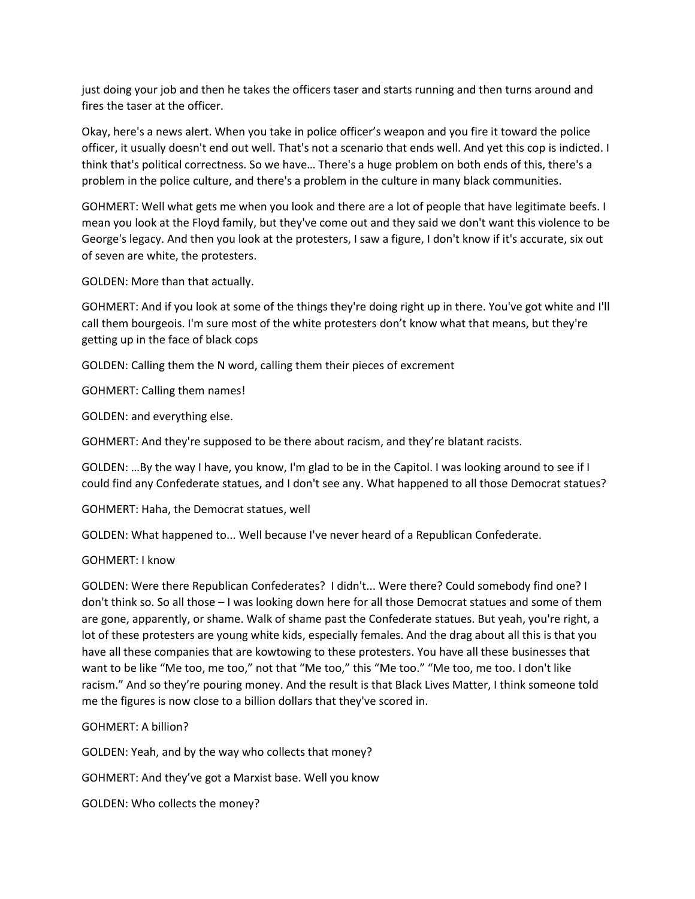just doing your job and then he takes the officers taser and starts running and then turns around and fires the taser at the officer.

Okay, here's a news alert. When you take in police officer's weapon and you fire it toward the police officer, it usually doesn't end out well. That's not a scenario that ends well. And yet this cop is indicted. I think that's political correctness. So we have… There's a huge problem on both ends of this, there's a problem in the police culture, and there's a problem in the culture in many black communities.

GOHMERT: Well what gets me when you look and there are a lot of people that have legitimate beefs. I mean you look at the Floyd family, but they've come out and they said we don't want this violence to be George's legacy. And then you look at the protesters, I saw a figure, I don't know if it's accurate, six out of seven are white, the protesters.

GOLDEN: More than that actually.

GOHMERT: And if you look at some of the things they're doing right up in there. You've got white and I'll call them bourgeois. I'm sure most of the white protesters don't know what that means, but they're getting up in the face of black cops

GOLDEN: Calling them the N word, calling them their pieces of excrement

GOHMERT: Calling them names!

GOLDEN: and everything else.

GOHMERT: And they're supposed to be there about racism, and they're blatant racists.

GOLDEN: …By the way I have, you know, I'm glad to be in the Capitol. I was looking around to see if I could find any Confederate statues, and I don't see any. What happened to all those Democrat statues?

GOHMERT: Haha, the Democrat statues, well

GOLDEN: What happened to... Well because I've never heard of a Republican Confederate.

GOHMERT: I know

GOLDEN: Were there Republican Confederates? I didn't... Were there? Could somebody find one? I don't think so. So all those – I was looking down here for all those Democrat statues and some of them are gone, apparently, or shame. Walk of shame past the Confederate statues. But yeah, you're right, a lot of these protesters are young white kids, especially females. And the drag about all this is that you have all these companies that are kowtowing to these protesters. You have all these businesses that want to be like "Me too, me too," not that "Me too," this "Me too." "Me too, me too. I don't like racism." And so they're pouring money. And the result is that Black Lives Matter, I think someone told me the figures is now close to a billion dollars that they've scored in.

GOHMERT: A billion?

GOLDEN: Yeah, and by the way who collects that money?

GOHMERT: And they've got a Marxist base. Well you know

GOLDEN: Who collects the money?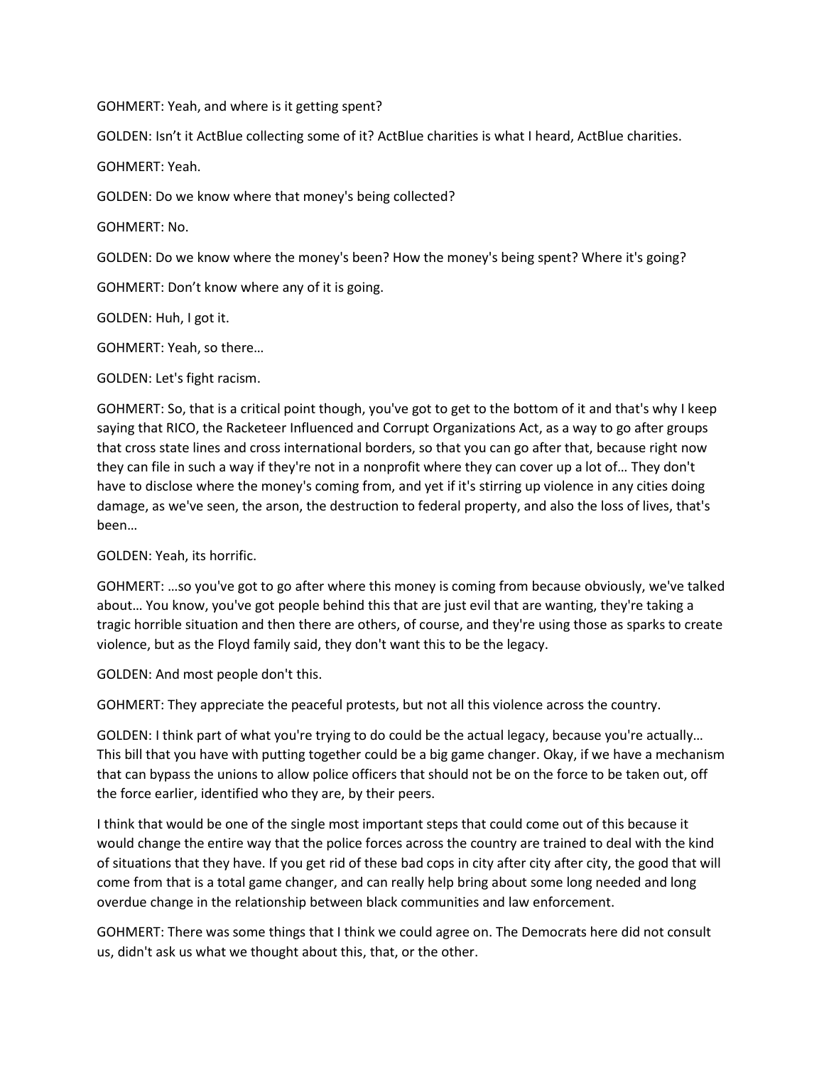GOHMERT: Yeah, and where is it getting spent?

GOLDEN: Isn't it ActBlue collecting some of it? ActBlue charities is what I heard, ActBlue charities.

GOHMERT: Yeah.

GOLDEN: Do we know where that money's being collected?

GOHMERT: No.

GOLDEN: Do we know where the money's been? How the money's being spent? Where it's going?

GOHMERT: Don't know where any of it is going.

GOLDEN: Huh, I got it.

GOHMERT: Yeah, so there…

GOLDEN: Let's fight racism.

GOHMERT: So, that is a critical point though, you've got to get to the bottom of it and that's why I keep saying that RICO, the Racketeer Influenced and Corrupt Organizations Act, as a way to go after groups that cross state lines and cross international borders, so that you can go after that, because right now they can file in such a way if they're not in a nonprofit where they can cover up a lot of… They don't have to disclose where the money's coming from, and yet if it's stirring up violence in any cities doing damage, as we've seen, the arson, the destruction to federal property, and also the loss of lives, that's been…

GOLDEN: Yeah, its horrific.

GOHMERT: …so you've got to go after where this money is coming from because obviously, we've talked about… You know, you've got people behind this that are just evil that are wanting, they're taking a tragic horrible situation and then there are others, of course, and they're using those as sparks to create violence, but as the Floyd family said, they don't want this to be the legacy.

GOLDEN: And most people don't this.

GOHMERT: They appreciate the peaceful protests, but not all this violence across the country.

GOLDEN: I think part of what you're trying to do could be the actual legacy, because you're actually… This bill that you have with putting together could be a big game changer. Okay, if we have a mechanism that can bypass the unions to allow police officers that should not be on the force to be taken out, off the force earlier, identified who they are, by their peers.

I think that would be one of the single most important steps that could come out of this because it would change the entire way that the police forces across the country are trained to deal with the kind of situations that they have. If you get rid of these bad cops in city after city after city, the good that will come from that is a total game changer, and can really help bring about some long needed and long overdue change in the relationship between black communities and law enforcement.

GOHMERT: There was some things that I think we could agree on. The Democrats here did not consult us, didn't ask us what we thought about this, that, or the other.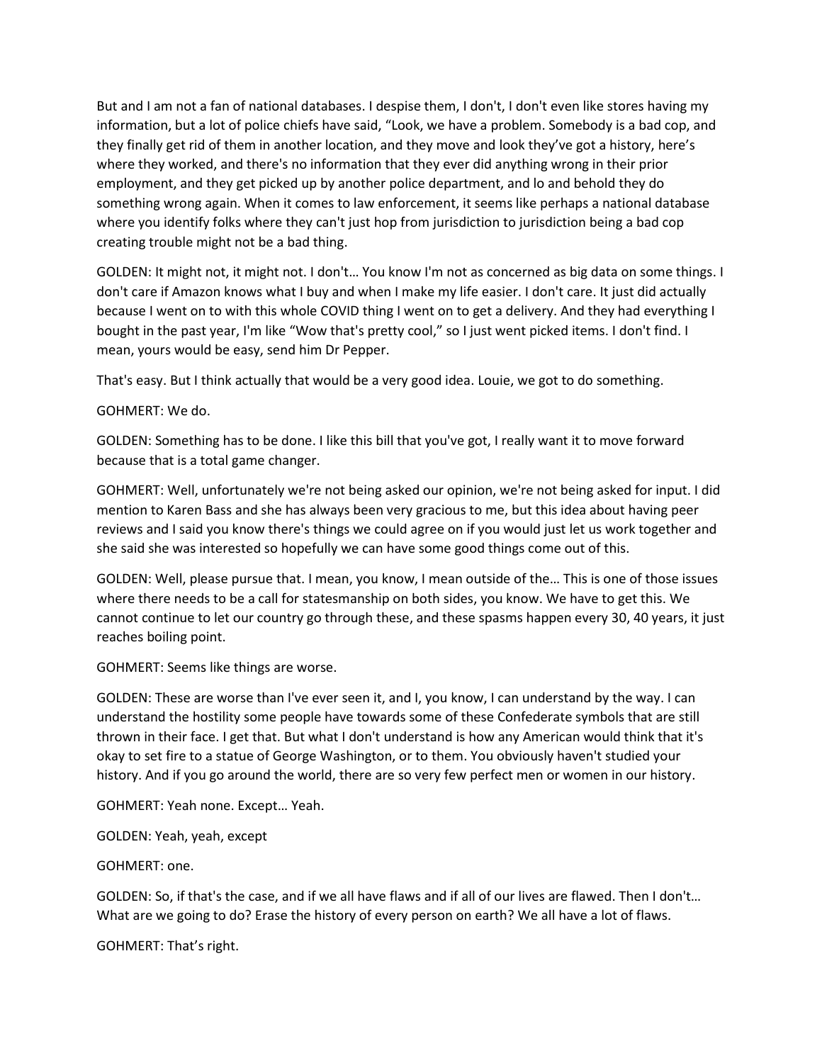But and I am not a fan of national databases. I despise them, I don't, I don't even like stores having my information, but a lot of police chiefs have said, "Look, we have a problem. Somebody is a bad cop, and they finally get rid of them in another location, and they move and look they've got a history, here's where they worked, and there's no information that they ever did anything wrong in their prior employment, and they get picked up by another police department, and lo and behold they do something wrong again. When it comes to law enforcement, it seems like perhaps a national database where you identify folks where they can't just hop from jurisdiction to jurisdiction being a bad cop creating trouble might not be a bad thing.

GOLDEN: It might not, it might not. I don't… You know I'm not as concerned as big data on some things. I don't care if Amazon knows what I buy and when I make my life easier. I don't care. It just did actually because I went on to with this whole COVID thing I went on to get a delivery. And they had everything I bought in the past year, I'm like "Wow that's pretty cool," so I just went picked items. I don't find. I mean, yours would be easy, send him Dr Pepper.

That's easy. But I think actually that would be a very good idea. Louie, we got to do something.

GOHMERT: We do.

GOLDEN: Something has to be done. I like this bill that you've got, I really want it to move forward because that is a total game changer.

GOHMERT: Well, unfortunately we're not being asked our opinion, we're not being asked for input. I did mention to Karen Bass and she has always been very gracious to me, but this idea about having peer reviews and I said you know there's things we could agree on if you would just let us work together and she said she was interested so hopefully we can have some good things come out of this.

GOLDEN: Well, please pursue that. I mean, you know, I mean outside of the… This is one of those issues where there needs to be a call for statesmanship on both sides, you know. We have to get this. We cannot continue to let our country go through these, and these spasms happen every 30, 40 years, it just reaches boiling point.

GOHMERT: Seems like things are worse.

GOLDEN: These are worse than I've ever seen it, and I, you know, I can understand by the way. I can understand the hostility some people have towards some of these Confederate symbols that are still thrown in their face. I get that. But what I don't understand is how any American would think that it's okay to set fire to a statue of George Washington, or to them. You obviously haven't studied your history. And if you go around the world, there are so very few perfect men or women in our history.

GOHMERT: Yeah none. Except… Yeah.

GOLDEN: Yeah, yeah, except

GOHMERT: one.

GOLDEN: So, if that's the case, and if we all have flaws and if all of our lives are flawed. Then I don't… What are we going to do? Erase the history of every person on earth? We all have a lot of flaws.

GOHMERT: That's right.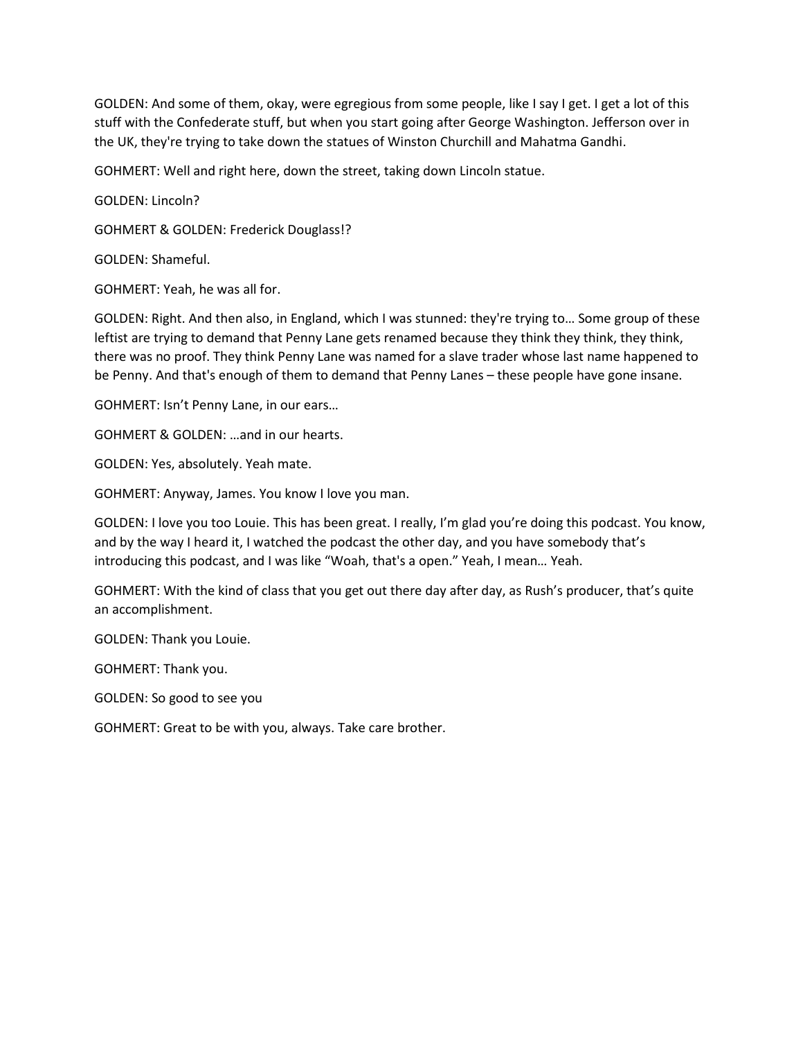GOLDEN: And some of them, okay, were egregious from some people, like I say I get. I get a lot of this stuff with the Confederate stuff, but when you start going after George Washington. Jefferson over in the UK, they're trying to take down the statues of Winston Churchill and Mahatma Gandhi.

GOHMERT: Well and right here, down the street, taking down Lincoln statue.

GOLDEN: Lincoln?

GOHMERT & GOLDEN: Frederick Douglass!?

GOLDEN: Shameful.

GOHMERT: Yeah, he was all for.

GOLDEN: Right. And then also, in England, which I was stunned: they're trying to… Some group of these leftist are trying to demand that Penny Lane gets renamed because they think they think, they think, there was no proof. They think Penny Lane was named for a slave trader whose last name happened to be Penny. And that's enough of them to demand that Penny Lanes – these people have gone insane.

GOHMERT: Isn't Penny Lane, in our ears…

GOHMERT & GOLDEN: …and in our hearts.

GOLDEN: Yes, absolutely. Yeah mate.

GOHMERT: Anyway, James. You know I love you man.

GOLDEN: I love you too Louie. This has been great. I really, I'm glad you're doing this podcast. You know, and by the way I heard it, I watched the podcast the other day, and you have somebody that's introducing this podcast, and I was like "Woah, that's a open." Yeah, I mean… Yeah.

GOHMERT: With the kind of class that you get out there day after day, as Rush's producer, that's quite an accomplishment.

GOLDEN: Thank you Louie.

GOHMERT: Thank you.

GOLDEN: So good to see you

GOHMERT: Great to be with you, always. Take care brother.